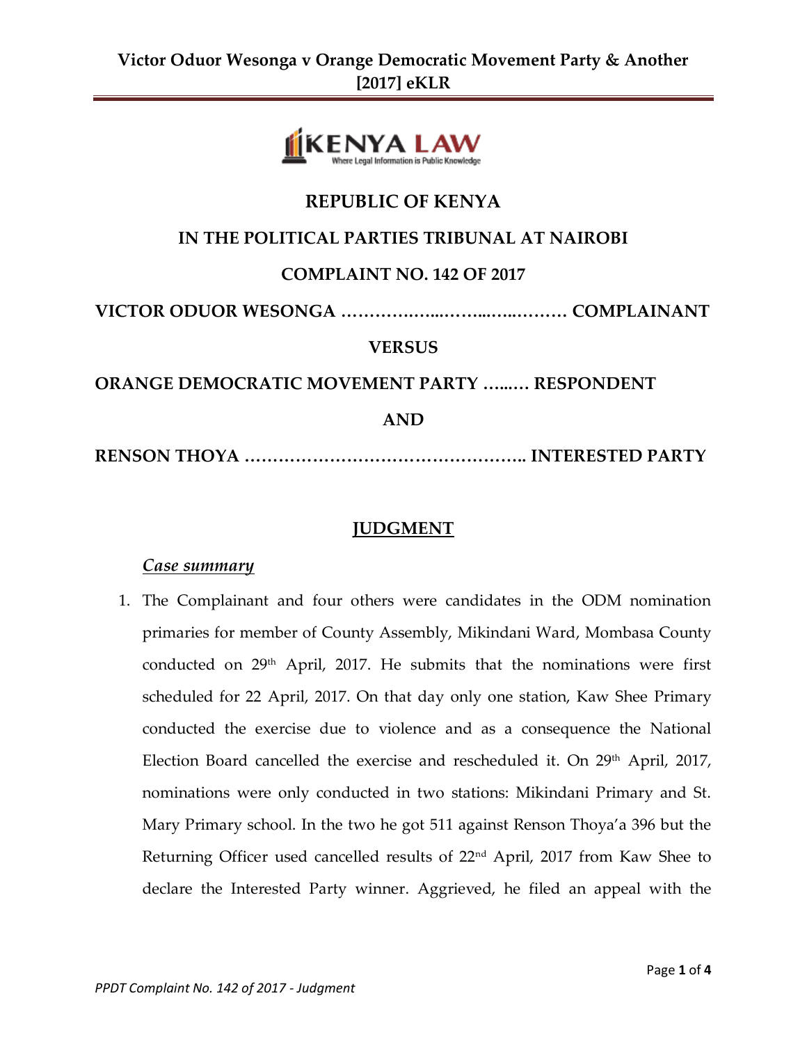# REPUBLIC OF KENYA

## IN THE POLITICAL PARTIES TRIBUNAL AT NAIROBI

## COMPLAINT NO. 142 OF 2017

**VICTOR ODUOR WESONGA ……………...……...…...……… COMPLAINANT**

**VERSUS**

**ORANGE DEMOCRATIC MOVEMENT PARTY …..…. RESPONDENT**

**AND**

**RENSON THOYA ………………………………………….. INTERESTED PARTY**

## JUDGMENT

### *Case summary*

1. The Complainant and four others were candidates in the ODM nomination primaries for member of County Assembly, Mikindani Ward, Mombasa County conducted on 29th April, 2017. He submits that the nominations were first scheduled for 22 April, 2017. On that day only one station, Kaw Shee Primary conducted the exercise due to violence and as a consequence the National Election Board cancelled the exercise and rescheduled it. On 29th April, 2017, nominations were only conducted in two stations: Mikindani Primary and St. Mary Primary school. In the two he got 511 against Renson Thoya'a 396 but the Returning Officer used cancelled results of 22nd April, 2017 from Kaw Shee to declare the Interested Party winner. Aggrieved, he filed an appeal with the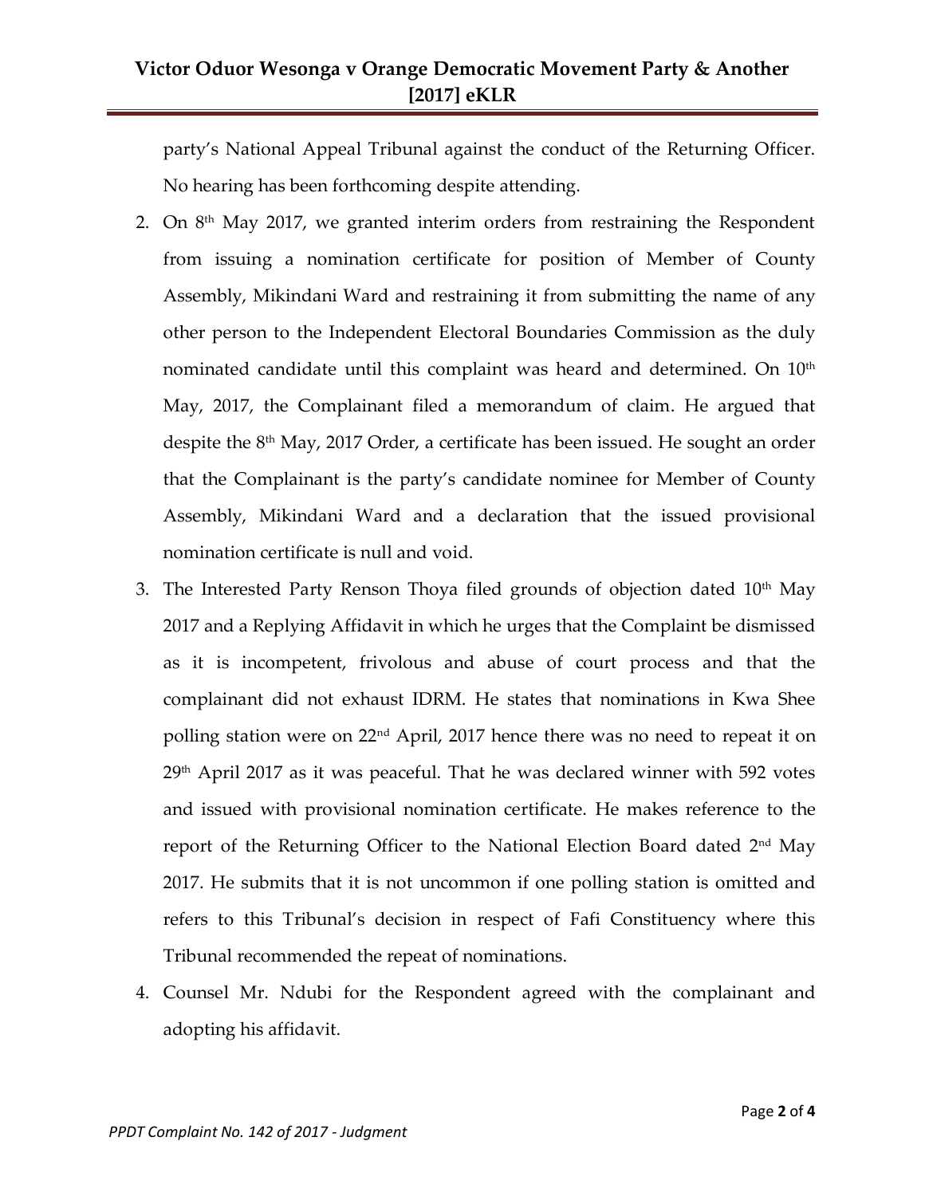party's National Appeal Tribunal against the conduct of the Returning Officer. No hearing has been forthcoming despite attending.

2. On 8th May 2017, we granted interim orders from restraining the Respondent from issuing a nomination certificate for position of Member of County Assembly, Mikindani Ward and restraining it from submitting the name of any other person to the Independent Electoral Boundaries Commission as the duly nominated candidate until this complaint was heard and determined. On 10th May, 2017, the Complainant filed a memorandum of claim. He argued that despite the 8th May, 2017 Order, a certificate has been issued. He sought an order that the Complainant is the party's candidate nominee for Member of County Assembly, Mikindani Ward and a declaration that the issued provisional nomination certificate is null and void.

3. The Interested Party Renson Thoya filed grounds of objection dated 10th May 2017 and a Replying Affidavit in which he urges that the Complaint be dismissed as it is incompetent, frivolous and abuse of court process and that the complainant did not exhaust IDRM. He states that nominations in Kwa Shee polling station were on 22nd April, 2017 hence there was no need to repeat it on 29th April 2017 as it was peaceful. That he was declared winner with 592 votes and issued with provisional nomination certificate. He makes reference to the report of the Returning Officer to the National Election Board dated 2nd May 2017. He submits that it is not uncommon if one polling station is omitted and refers to this Tribunal's decision in respect of Fafi Constituency where this Tribunal recommended the repeat of nominations.

4. Counsel Mr. Ndubi for the Respondent agreed with the complainant and adopting his affidavit.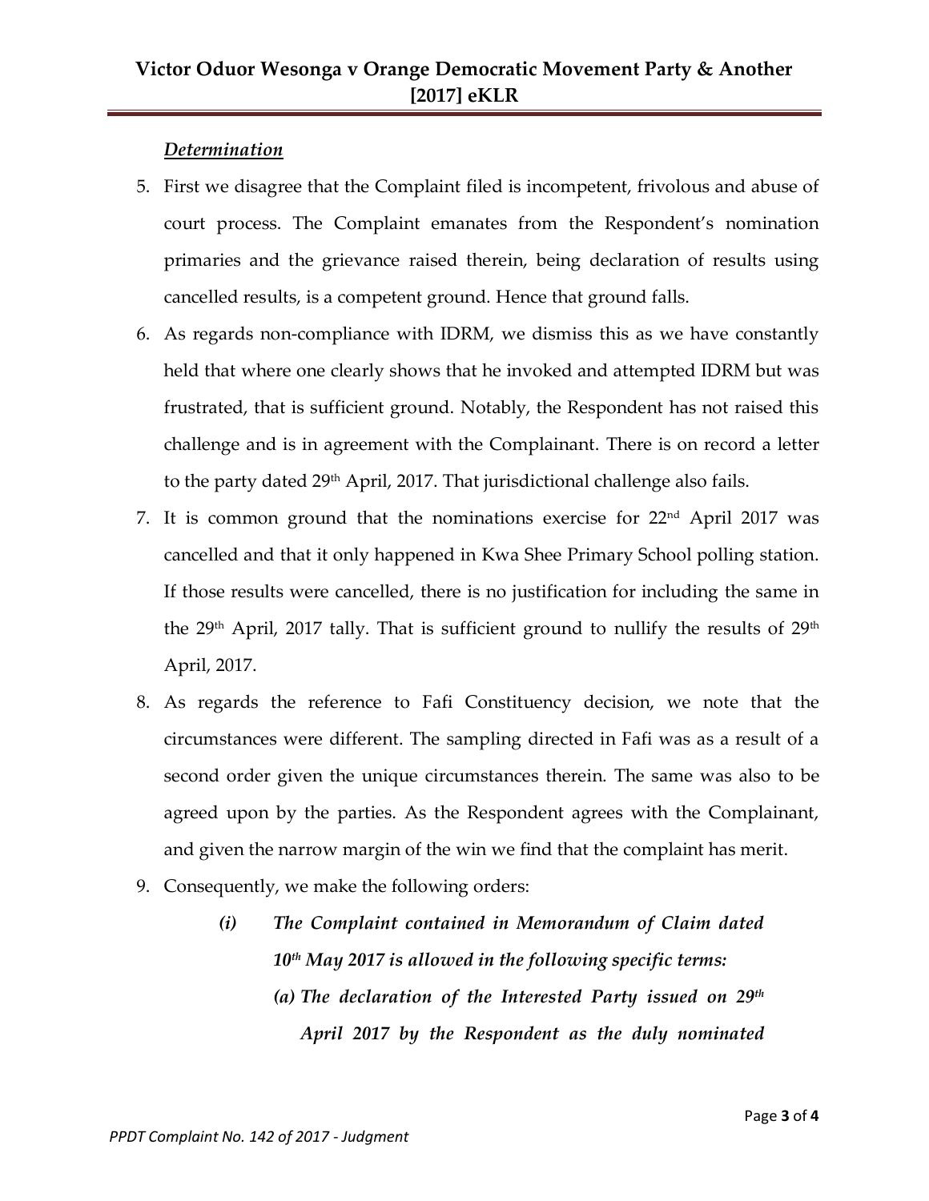***Determination***

5. First we disagree that the Complaint filed is incompetent, frivolous and abuse of court process. The Complaint emanates from the Respondent's nomination primaries and the grievance raised therein, being declaration of results using cancelled results, is a competent ground. Hence that ground falls.
6. As regards non-compliance with IDRM, we dismiss this as we have constantly held that where one clearly shows that he invoked and attempted IDRM but was frustrated, that is sufficient ground. Notably, the Respondent has not raised this challenge and is in agreement with the Complainant. There is on record a letter to the party dated 29th April, 2017. That jurisdictional challenge also fails.
7. It is common ground that the nominations exercise for 22nd April 2017 was cancelled and that it only happened in Kwa Shee Primary School polling station. If those results were cancelled, there is no justification for including the same in the 29th April, 2017 tally. That is sufficient ground to nullify the results of 29th April, 2017.
8. As regards the reference to Fafi Constituency decision, we note that the circumstances were different. The sampling directed in Fafi was as a result of a second order given the unique circumstances therein. The same was also to be agreed upon by the parties. As the Respondent agrees with the Complainant, and given the narrow margin of the win we find that the complaint has merit.
9. Consequently, we make the following orders:
   - ***(i) The Complaint contained in Memorandum of Claim dated 10th May 2017 is allowed in the following specific terms:***
     - ***(a) The declaration of the Interested Party issued on 29th April 2017 by the Respondent as the duly nominated***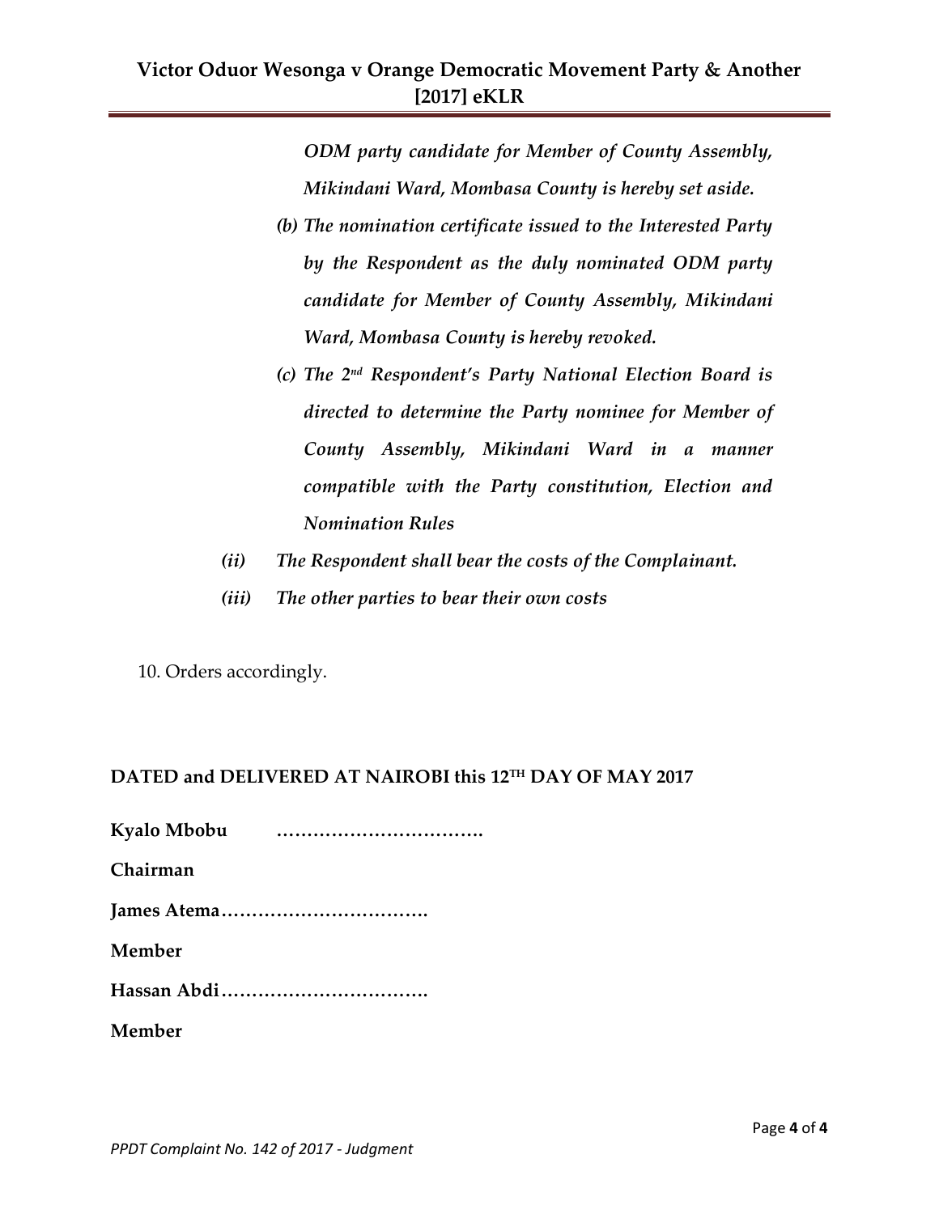*ODM party candidate for Member of County Assembly, Mikindani Ward, Mombasa County is hereby set aside.*

*(b) The nomination certificate issued to the Interested Party by the Respondent as the duly nominated ODM party candidate for Member of County Assembly, Mikindani Ward, Mombasa County is hereby revoked.*

*(c) The 2nd Respondent's Party National Election Board is directed to determine the Party nominee for Member of County Assembly, Mikindani Ward in a manner compatible with the Party constitution, Election and Nomination Rules*

*(ii) The Respondent shall bear the costs of the Complainant.*

*(iii) The other parties to bear their own costs*

10. Orders accordingly.

**DATED and DELIVERED AT NAIROBI this 12TH DAY OF MAY 2017**

**Kyalo Mbobu …………………………….**

**Chairman**

**James Atema…………………………….**

**Member**

**Hassan Abdi…………………………….**

**Member**

*PPDT Complaint No. 142 of 2017 - Judgment*